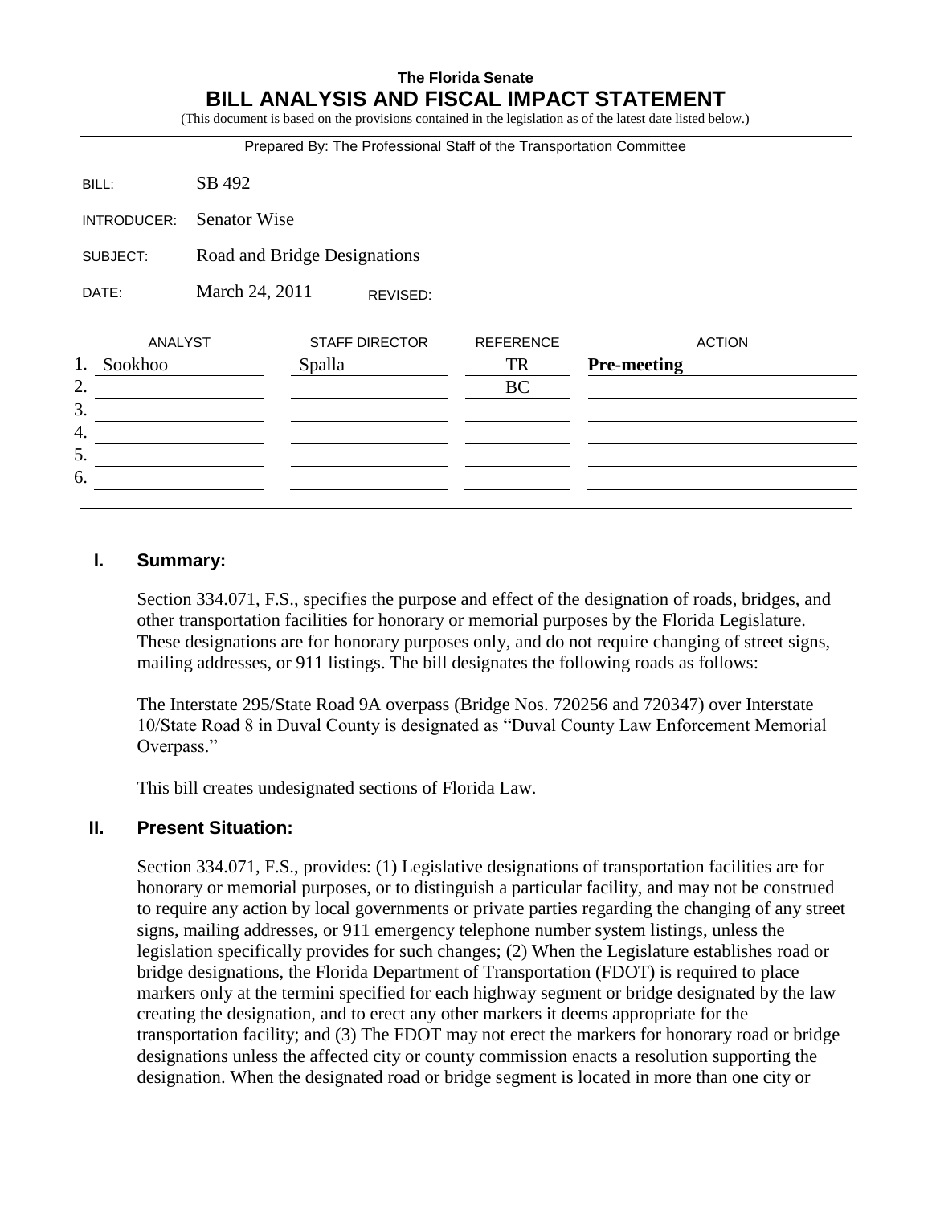**The Florida Senate**

# BILL ANALYSIS AND FISCAL IMPACT STATEMENT

(This document is based on the provisions contained in the legislation as of the latest date listed below.)

Prepared By: The Professional Staff of the Transportation Committee

| | |
|---|---|
| BILL: | SB 492 |
| INTRODUCER: | Senator Wise |
| SUBJECT: | Road and Bridge Designations |
| DATE: | March 24, 2011 REVISED: |

| | ANALYST | STAFF DIRECTOR | REFERENCE | ACTION |
|---|---|---|---|---|
| 1. | Sookhoo | Spalla | TR | **Pre-meeting** |
| 2. | | | BC | |
| 3. | | | | |
| 4. | | | | |
| 5. | | | | |
| 6. | | | | |

## I. Summary:

Section 334.071, F.S., specifies the purpose and effect of the designation of roads, bridges, and other transportation facilities for honorary or memorial purposes by the Florida Legislature. These designations are for honorary purposes only, and do not require changing of street signs, mailing addresses, or 911 listings. The bill designates the following roads as follows:

The Interstate 295/State Road 9A overpass (Bridge Nos. 720256 and 720347) over Interstate 10/State Road 8 in Duval County is designated as "Duval County Law Enforcement Memorial Overpass."

This bill creates undesignated sections of Florida Law.

## II. Present Situation:

Section 334.071, F.S., provides: (1) Legislative designations of transportation facilities are for honorary or memorial purposes, or to distinguish a particular facility, and may not be construed to require any action by local governments or private parties regarding the changing of any street signs, mailing addresses, or 911 emergency telephone number system listings, unless the legislation specifically provides for such changes; (2) When the Legislature establishes road or bridge designations, the Florida Department of Transportation (FDOT) is required to place markers only at the termini specified for each highway segment or bridge designated by the law creating the designation, and to erect any other markers it deems appropriate for the transportation facility; and (3) The FDOT may not erect the markers for honorary road or bridge designations unless the affected city or county commission enacts a resolution supporting the designation. When the designated road or bridge segment is located in more than one city or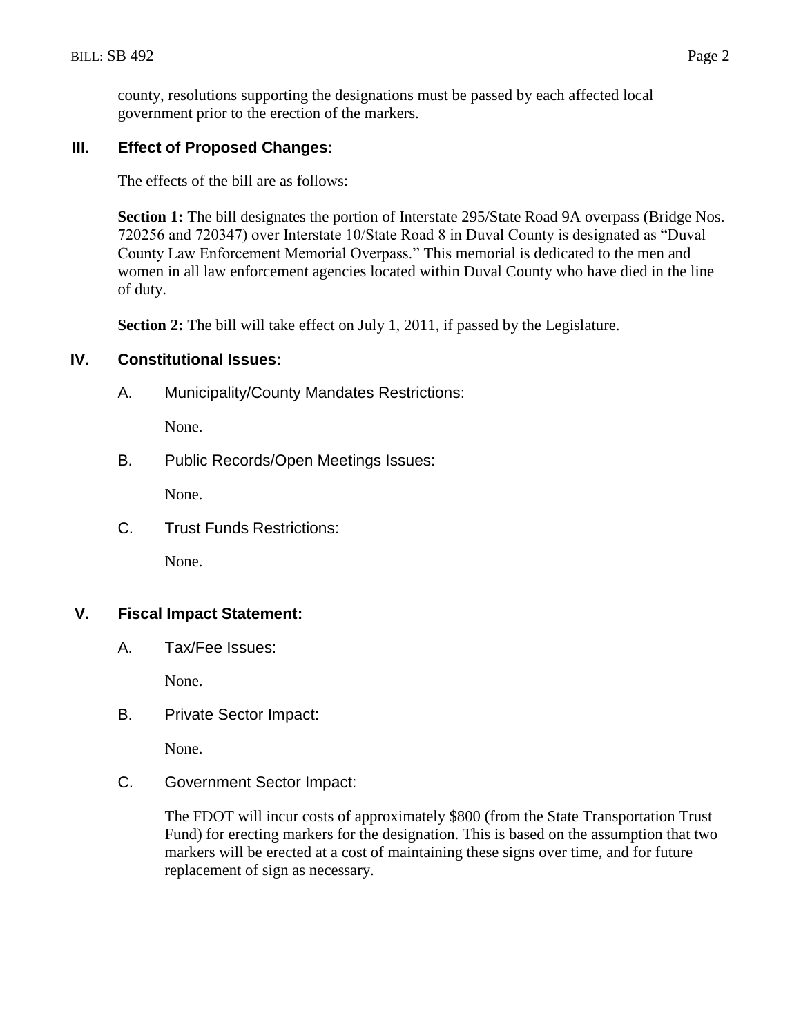county, resolutions supporting the designations must be passed by each affected local government prior to the erection of the markers.

## III. Effect of Proposed Changes:

The effects of the bill are as follows:

**Section 1:** The bill designates the portion of Interstate 295/State Road 9A overpass (Bridge Nos. 720256 and 720347) over Interstate 10/State Road 8 in Duval County is designated as "Duval County Law Enforcement Memorial Overpass." This memorial is dedicated to the men and women in all law enforcement agencies located within Duval County who have died in the line of duty.

**Section 2:** The bill will take effect on July 1, 2011, if passed by the Legislature.

## IV. Constitutional Issues:

### A. Municipality/County Mandates Restrictions:

None.

### B. Public Records/Open Meetings Issues:

None.

### C. Trust Funds Restrictions:

None.

## V. Fiscal Impact Statement:

### A. Tax/Fee Issues:

None.

### B. Private Sector Impact:

None.

### C. Government Sector Impact:

The FDOT will incur costs of approximately $800 (from the State Transportation Trust Fund) for erecting markers for the designation. This is based on the assumption that two markers will be erected at a cost of maintaining these signs over time, and for future replacement of sign as necessary.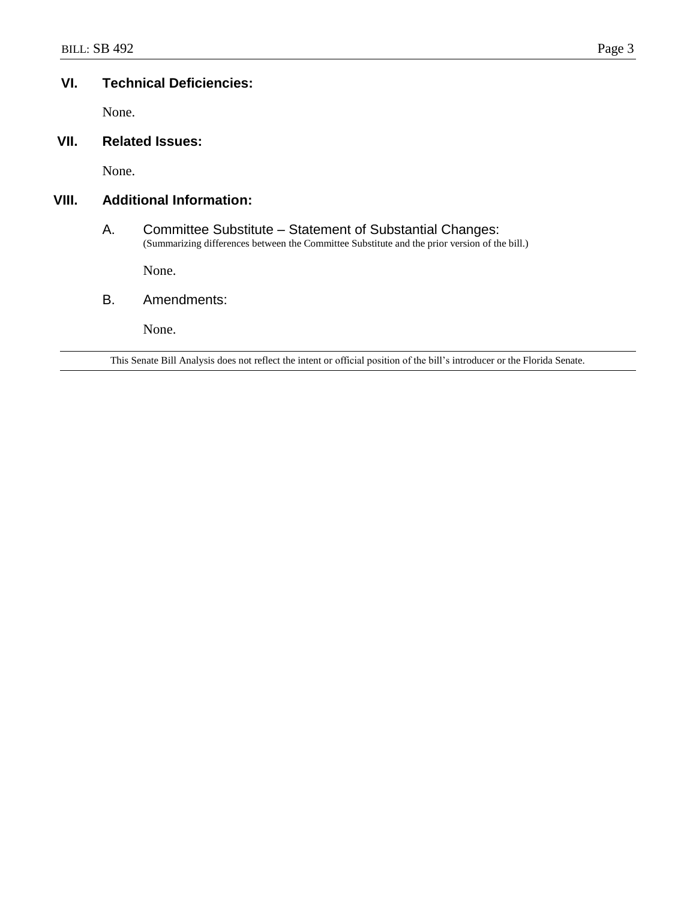## VI. Technical Deficiencies:

None.

## VII. Related Issues:

None.

## VIII. Additional Information:

### A. Committee Substitute – Statement of Substantial Changes:

(Summarizing differences between the Committee Substitute and the prior version of the bill.)

None.

### B. Amendments:

None.

---

This Senate Bill Analysis does not reflect the intent or official position of the bill's introducer or the Florida Senate.

---